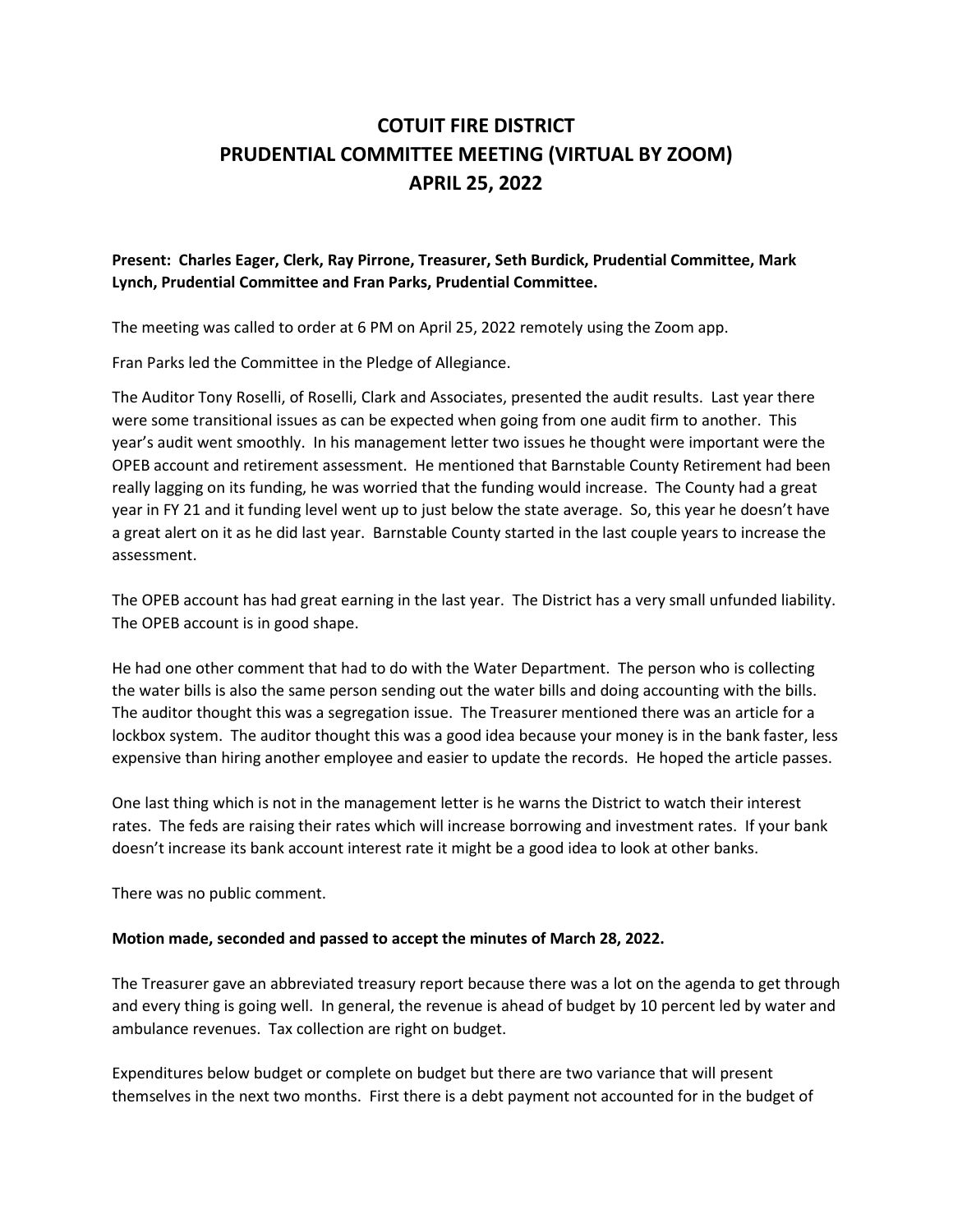# COTUIT FIRE DISTRICT
# PRUDENTIAL COMMITTEE MEETING (VIRTUAL BY ZOOM)
# APRIL 25, 2022

**Present: Charles Eager, Clerk, Ray Pirrone, Treasurer, Seth Burdick, Prudential Committee, Mark Lynch, Prudential Committee and Fran Parks, Prudential Committee.**

The meeting was called to order at 6 PM on April 25, 2022 remotely using the Zoom app.

Fran Parks led the Committee in the Pledge of Allegiance.

The Auditor Tony Roselli, of Roselli, Clark and Associates, presented the audit results. Last year there were some transitional issues as can be expected when going from one audit firm to another. This year's audit went smoothly. In his management letter two issues he thought were important were the OPEB account and retirement assessment. He mentioned that Barnstable County Retirement had been really lagging on its funding, he was worried that the funding would increase. The County had a great year in FY 21 and it funding level went up to just below the state average. So, this year he doesn't have a great alert on it as he did last year. Barnstable County started in the last couple years to increase the assessment.

The OPEB account has had great earning in the last year. The District has a very small unfunded liability. The OPEB account is in good shape.

He had one other comment that had to do with the Water Department. The person who is collecting the water bills is also the same person sending out the water bills and doing accounting with the bills. The auditor thought this was a segregation issue. The Treasurer mentioned there was an article for a lockbox system. The auditor thought this was a good idea because your money is in the bank faster, less expensive than hiring another employee and easier to update the records. He hoped the article passes.

One last thing which is not in the management letter is he warns the District to watch their interest rates. The feds are raising their rates which will increase borrowing and investment rates. If your bank doesn't increase its bank account interest rate it might be a good idea to look at other banks.

There was no public comment.

**Motion made, seconded and passed to accept the minutes of March 28, 2022.**

The Treasurer gave an abbreviated treasury report because there was a lot on the agenda to get through and every thing is going well. In general, the revenue is ahead of budget by 10 percent led by water and ambulance revenues. Tax collection are right on budget.

Expenditures below budget or complete on budget but there are two variance that will present themselves in the next two months. First there is a debt payment not accounted for in the budget of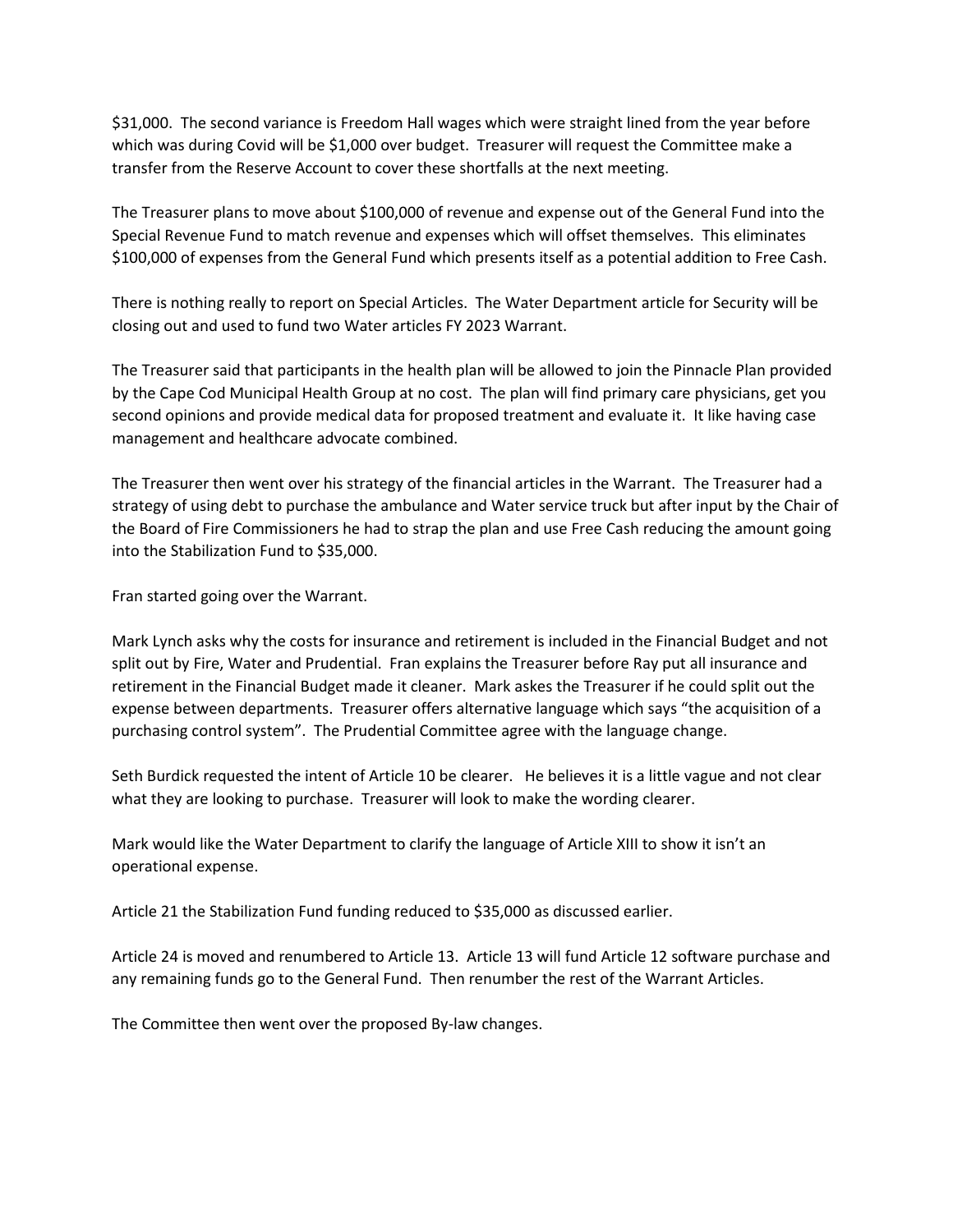$31,000. The second variance is Freedom Hall wages which were straight lined from the year before which was during Covid will be $1,000 over budget. Treasurer will request the Committee make a transfer from the Reserve Account to cover these shortfalls at the next meeting.

The Treasurer plans to move about $100,000 of revenue and expense out of the General Fund into the Special Revenue Fund to match revenue and expenses which will offset themselves. This eliminates $100,000 of expenses from the General Fund which presents itself as a potential addition to Free Cash.

There is nothing really to report on Special Articles. The Water Department article for Security will be closing out and used to fund two Water articles FY 2023 Warrant.

The Treasurer said that participants in the health plan will be allowed to join the Pinnacle Plan provided by the Cape Cod Municipal Health Group at no cost. The plan will find primary care physicians, get you second opinions and provide medical data for proposed treatment and evaluate it. It like having case management and healthcare advocate combined.

The Treasurer then went over his strategy of the financial articles in the Warrant. The Treasurer had a strategy of using debt to purchase the ambulance and Water service truck but after input by the Chair of the Board of Fire Commissioners he had to strap the plan and use Free Cash reducing the amount going into the Stabilization Fund to $35,000.

Fran started going over the Warrant.

Mark Lynch asks why the costs for insurance and retirement is included in the Financial Budget and not split out by Fire, Water and Prudential. Fran explains the Treasurer before Ray put all insurance and retirement in the Financial Budget made it cleaner. Mark askes the Treasurer if he could split out the expense between departments. Treasurer offers alternative language which says "the acquisition of a purchasing control system". The Prudential Committee agree with the language change.

Seth Burdick requested the intent of Article 10 be clearer. He believes it is a little vague and not clear what they are looking to purchase. Treasurer will look to make the wording clearer.

Mark would like the Water Department to clarify the language of Article XIII to show it isn't an operational expense.

Article 21 the Stabilization Fund funding reduced to $35,000 as discussed earlier.

Article 24 is moved and renumbered to Article 13. Article 13 will fund Article 12 software purchase and any remaining funds go to the General Fund. Then renumber the rest of the Warrant Articles.

The Committee then went over the proposed By-law changes.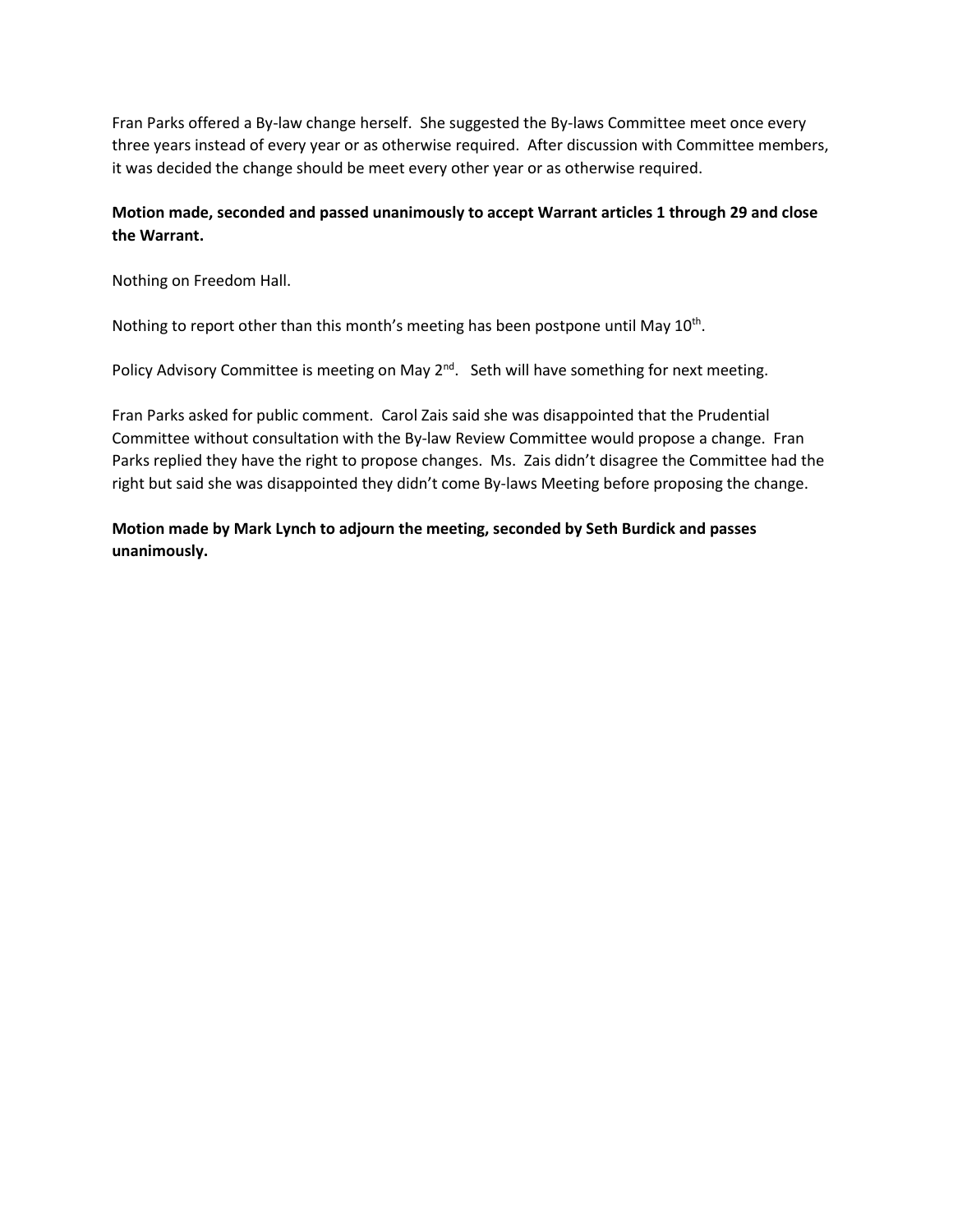Fran Parks offered a By-law change herself. She suggested the By-laws Committee meet once every three years instead of every year or as otherwise required. After discussion with Committee members, it was decided the change should be meet every other year or as otherwise required.

**Motion made, seconded and passed unanimously to accept Warrant articles 1 through 29 and close the Warrant.**

Nothing on Freedom Hall.

Nothing to report other than this month's meeting has been postpone until May 10th.

Policy Advisory Committee is meeting on May 2nd. Seth will have something for next meeting.

Fran Parks asked for public comment. Carol Zais said she was disappointed that the Prudential Committee without consultation with the By-law Review Committee would propose a change. Fran Parks replied they have the right to propose changes. Ms. Zais didn't disagree the Committee had the right but said she was disappointed they didn't come By-laws Meeting before proposing the change.

**Motion made by Mark Lynch to adjourn the meeting, seconded by Seth Burdick and passes unanimously.**